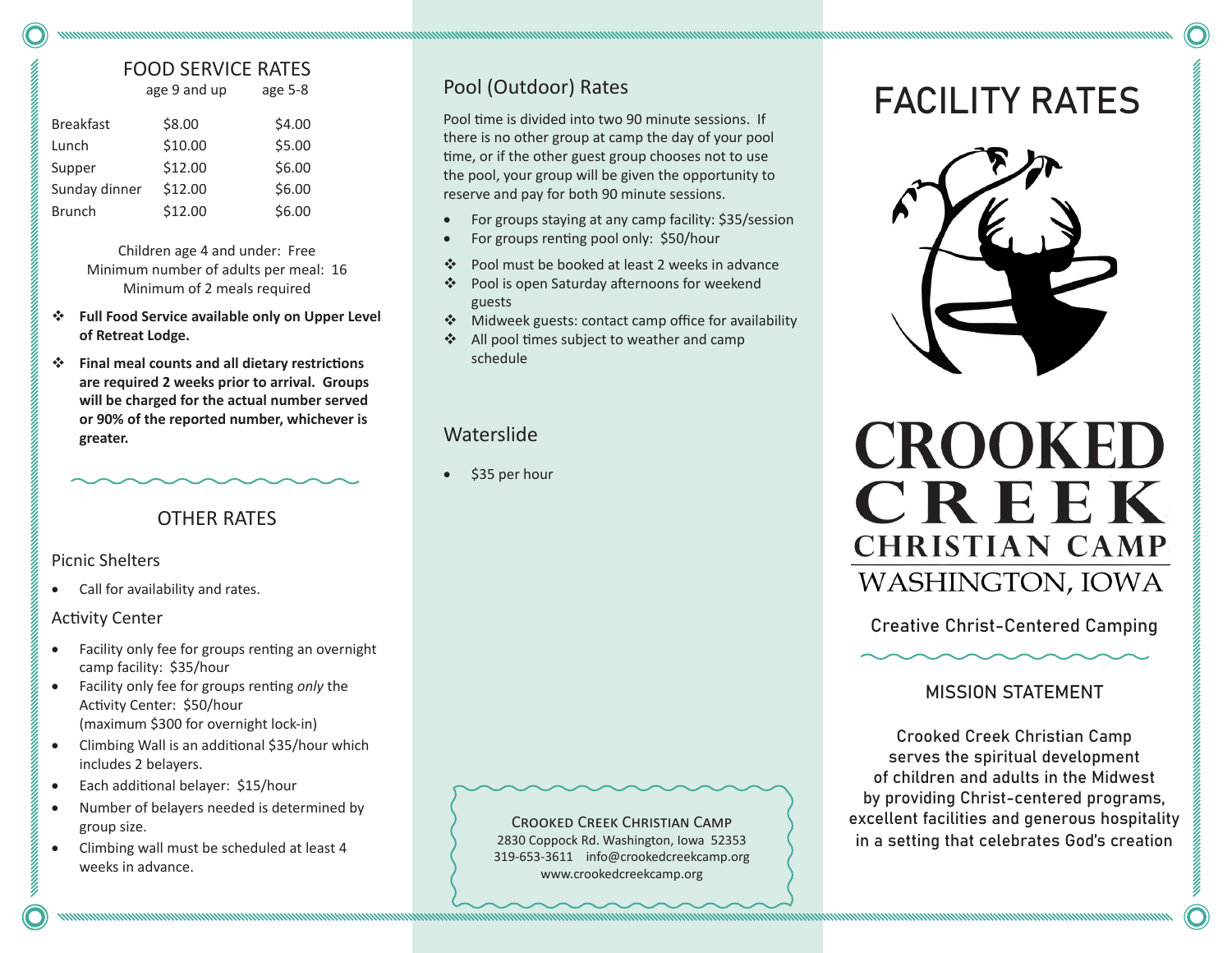## FOOD SERVICE RATES

| | age 9 and up | age 5-8 |
| --- | --- | --- |
| Breakfast | $8.00 | $4.00 |
| Lunch | $10.00 | $5.00 |
| Supper | $12.00 | $6.00 |
| Sunday dinner | $12.00 | $6.00 |
| Brunch | $12.00 | $6.00 |

Children age 4 and under: Free
Minimum number of adults per meal: 16
Minimum of 2 meals required

- **Full Food Service available only on Upper Level of Retreat Lodge.**
- **Final meal counts and all dietary restrictions are required 2 weeks prior to arrival. Groups will be charged for the actual number served or 90% of the reported number, whichever is greater.**

## OTHER RATES

### Picnic Shelters

- Call for availability and rates.

### Activity Center

- Facility only fee for groups renting an overnight camp facility: $35/hour
- Facility only fee for groups renting *only* the Activity Center: $50/hour (maximum $300 for overnight lock-in)
- Climbing Wall is an additional $35/hour which includes 2 belayers.
- Each additional belayer: $15/hour
- Number of belayers needed is determined by group size.
- Climbing wall must be scheduled at least 4 weeks in advance.

### Pool (Outdoor) Rates

Pool time is divided into two 90 minute sessions. If there is no other group at camp the day of your pool time, or if the other guest group chooses not to use the pool, your group will be given the opportunity to reserve and pay for both 90 minute sessions.

- For groups staying at any camp facility: $35/session
- For groups renting pool only: $50/hour

- Pool must be booked at least 2 weeks in advance
- Pool is open Saturday afternoons for weekend guests
- Midweek guests: contact camp office for availability
- All pool times subject to weather and camp schedule

### Waterslide

- $35 per hour

CROOKED CREEK CHRISTIAN CAMP
2830 Coppock Rd. Washington, Iowa 52353
319-653-3611 info@crookedcreekcamp.org
www.crookedcreekcamp.org

# FACILITY RATES

# CROOKED CREEK CHRISTIAN CAMP

WASHINGTON, IOWA

Creative Christ-Centered Camping

## MISSION STATEMENT

Crooked Creek Christian Camp serves the spiritual development of children and adults in the Midwest by providing Christ-centered programs, excellent facilities and generous hospitality in a setting that celebrates God's creation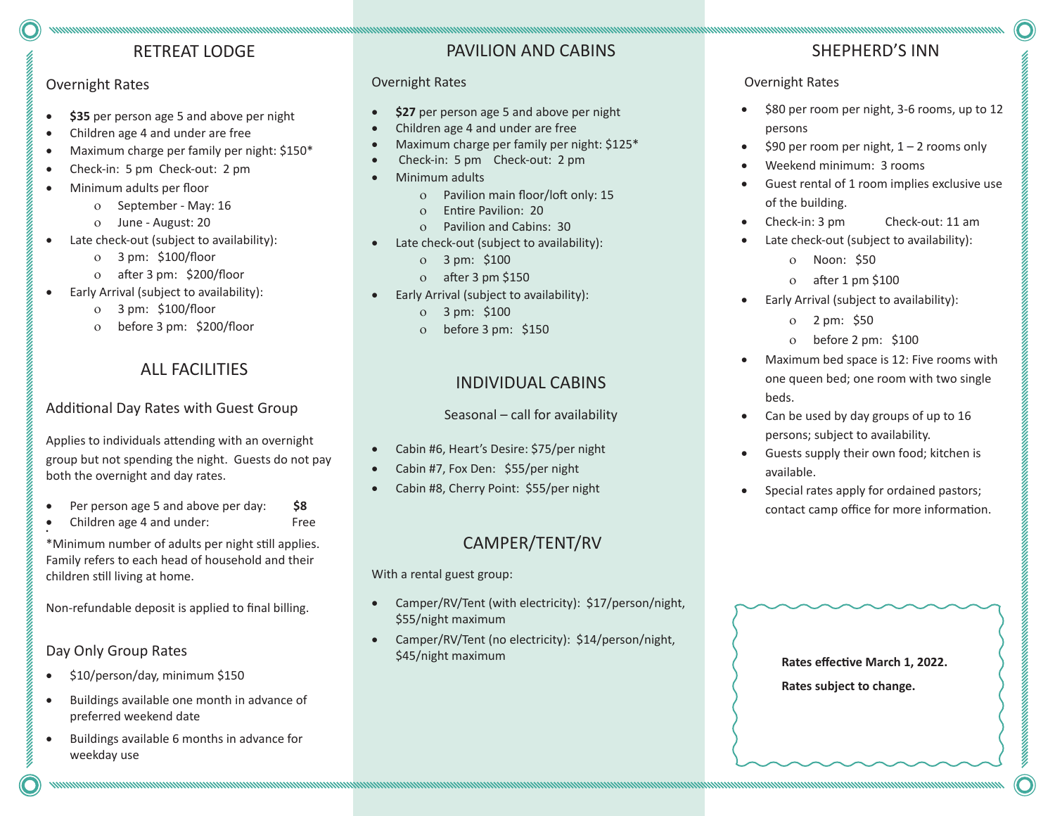## RETREAT LODGE

### Overnight Rates

- **$35** per person age 5 and above per night
- Children age 4 and under are free
- Maximum charge per family per night: $150*
- Check-in: 5 pm Check-out: 2 pm
- Minimum adults per floor
  - September - May: 16
  - June - August: 20
- Late check-out (subject to availability):
  - 3 pm: $100/floor
  - after 3 pm: $200/floor
- Early Arrival (subject to availability):
  - 3 pm: $100/floor
  - before 3 pm: $200/floor

## ALL FACILITIES

### Additional Day Rates with Guest Group

Applies to individuals attending with an overnight group but not spending the night. Guests do not pay both the overnight and day rates.

- Per person age 5 and above per day: **$8**
- Children age 4 and under: Free

*Minimum number of adults per night still applies. Family refers to each head of household and their children still living at home.

Non-refundable deposit is applied to final billing.

### Day Only Group Rates

- $10/person/day, minimum $150
- Buildings available one month in advance of preferred weekend date
- Buildings available 6 months in advance for weekday use

## PAVILION AND CABINS

### Overnight Rates

- **$27** per person age 5 and above per night
- Children age 4 and under are free
- Maximum charge per family per night: $125*
- Check-in: 5 pm Check-out: 2 pm
- Minimum adults
  - Pavilion main floor/loft only: 15
  - Entire Pavilion: 20
  - Pavilion and Cabins: 30
- Late check-out (subject to availability):
  - 3 pm: $100
  - after 3 pm $150
- Early Arrival (subject to availability):
  - 3 pm: $100
  - before 3 pm: $150

## INDIVIDUAL CABINS

Seasonal – call for availability

- Cabin #6, Heart's Desire: $75/per night
- Cabin #7, Fox Den: $55/per night
- Cabin #8, Cherry Point: $55/per night

## CAMPER/TENT/RV

With a rental guest group:

- Camper/RV/Tent (with electricity): $17/person/night, $55/night maximum
- Camper/RV/Tent (no electricity): $14/person/night, $45/night maximum

## SHEPHERD'S INN

### Overnight Rates

- $80 per room per night, 3-6 rooms, up to 12 persons
- $90 per room per night, 1 – 2 rooms only
- Weekend minimum: 3 rooms
- Guest rental of 1 room implies exclusive use of the building.
- Check-in: 3 pm Check-out: 11 am
- Late check-out (subject to availability):
  - Noon: $50
  - after 1 pm $100
- Early Arrival (subject to availability):
  - 2 pm: $50
  - before 2 pm: $100
- Maximum bed space is 12: Five rooms with one queen bed; one room with two single beds.
- Can be used by day groups of up to 16 persons; subject to availability.
- Guests supply their own food; kitchen is available.
- Special rates apply for ordained pastors; contact camp office for more information.

**Rates effective March 1, 2022.**

**Rates subject to change.**